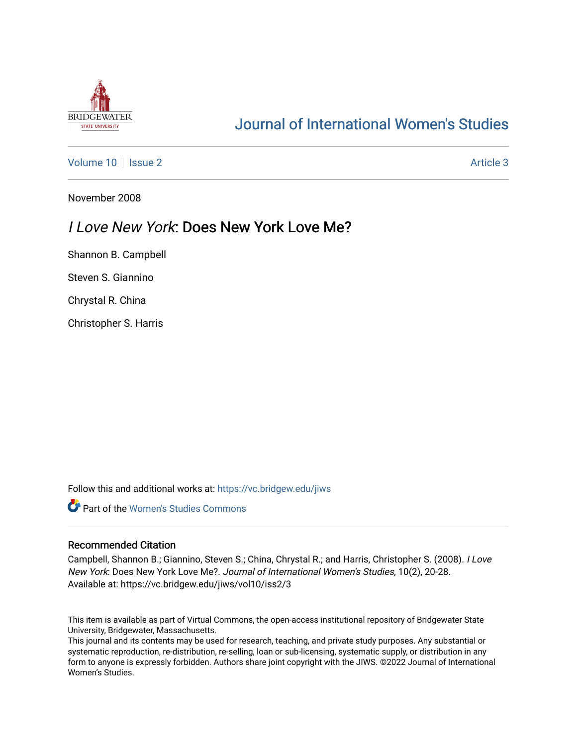Journal of International Women's Studies

Volume 10 | Issue 2 — Article 3

November 2008

# *I Love New York*: Does New York Love Me?

Shannon B. Campbell

Steven S. Giannino

Chrystal R. China

Christopher S. Harris

Follow this and additional works at: https://vc.bridgew.edu/jiws

Part of the Women's Studies Commons

## Recommended Citation

Campbell, Shannon B.; Giannino, Steven S.; China, Chrystal R.; and Harris, Christopher S. (2008). *I Love New York*: Does New York Love Me?. *Journal of International Women's Studies*, 10(2), 20-28.
Available at: https://vc.bridgew.edu/jiws/vol10/iss2/3

This item is available as part of Virtual Commons, the open-access institutional repository of Bridgewater State University, Bridgewater, Massachusetts.
This journal and its contents may be used for research, teaching, and private study purposes. Any substantial or systematic reproduction, re-distribution, re-selling, loan or sub-licensing, systematic supply, or distribution in any form to anyone is expressly forbidden. Authors share joint copyright with the JIWS. ©2022 Journal of International Women's Studies.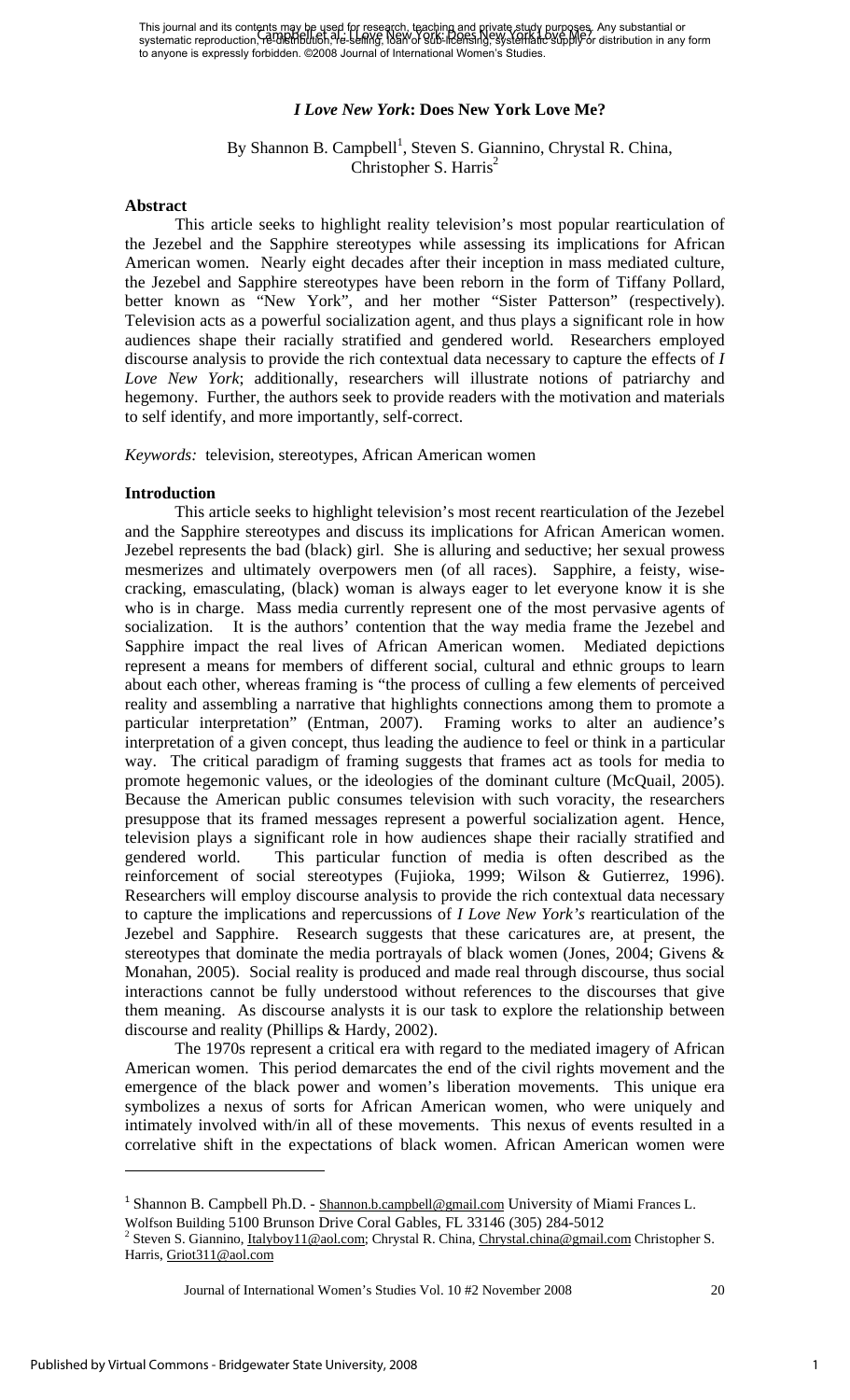This journal and its contents may be used for research, teaching and private study purposes. Any substantial or systematic reproduction, re-distribution, re-selling, loan or sub-licensing, systematic supply or distribution in any form to anyone is expressly forbidden. ©2008 Journal of International Women's Studies.

# *I Love New York*: Does New York Love Me?

By Shannon B. Campbell[1], Steven S. Giannino, Chrystal R. China, Christopher S. Harris[2]

## Abstract

This article seeks to highlight reality television's most popular rearticulation of the Jezebel and the Sapphire stereotypes while assessing its implications for African American women. Nearly eight decades after their inception in mass mediated culture, the Jezebel and Sapphire stereotypes have been reborn in the form of Tiffany Pollard, better known as "New York", and her mother "Sister Patterson" (respectively). Television acts as a powerful socialization agent, and thus plays a significant role in how audiences shape their racially stratified and gendered world. Researchers employed discourse analysis to provide the rich contextual data necessary to capture the effects of *I Love New York*; additionally, researchers will illustrate notions of patriarchy and hegemony. Further, the authors seek to provide readers with the motivation and materials to self identify, and more importantly, self-correct.

*Keywords:* television, stereotypes, African American women

## Introduction

This article seeks to highlight television's most recent rearticulation of the Jezebel and the Sapphire stereotypes and discuss its implications for African American women. Jezebel represents the bad (black) girl. She is alluring and seductive; her sexual prowess mesmerizes and ultimately overpowers men (of all races). Sapphire, a feisty, wise-cracking, emasculating, (black) woman is always eager to let everyone know it is she who is in charge. Mass media currently represent one of the most pervasive agents of socialization. It is the authors' contention that the way media frame the Jezebel and Sapphire impact the real lives of African American women. Mediated depictions represent a means for members of different social, cultural and ethnic groups to learn about each other, whereas framing is "the process of culling a few elements of perceived reality and assembling a narrative that highlights connections among them to promote a particular interpretation" (Entman, 2007). Framing works to alter an audience's interpretation of a given concept, thus leading the audience to feel or think in a particular way. The critical paradigm of framing suggests that frames act as tools for media to promote hegemonic values, or the ideologies of the dominant culture (McQuail, 2005). Because the American public consumes television with such voracity, the researchers presuppose that its framed messages represent a powerful socialization agent. Hence, television plays a significant role in how audiences shape their racially stratified and gendered world. This particular function of media is often described as the reinforcement of social stereotypes (Fujioka, 1999; Wilson & Gutierrez, 1996). Researchers will employ discourse analysis to provide the rich contextual data necessary to capture the implications and repercussions of *I Love New York's* rearticulation of the Jezebel and Sapphire. Research suggests that these caricatures are, at present, the stereotypes that dominate the media portrayals of black women (Jones, 2004; Givens & Monahan, 2005). Social reality is produced and made real through discourse, thus social interactions cannot be fully understood without references to the discourses that give them meaning. As discourse analysts it is our task to explore the relationship between discourse and reality (Phillips & Hardy, 2002).

The 1970s represent a critical era with regard to the mediated imagery of African American women. This period demarcates the end of the civil rights movement and the emergence of the black power and women's liberation movements. This unique era symbolizes a nexus of sorts for African American women, who were uniquely and intimately involved with/in all of these movements. This nexus of events resulted in a correlative shift in the expectations of black women. African American women were

[1] Shannon B. Campbell Ph.D. - Shannon.b.campbell@gmail.com University of Miami Frances L. Wolfson Building 5100 Brunson Drive Coral Gables, FL 33146 (305) 284-5012

[2] Steven S. Giannino, Italyboy11@aol.com; Chrystal R. China, Chrystal.china@gmail.com Christopher S. Harris, Griot311@aol.com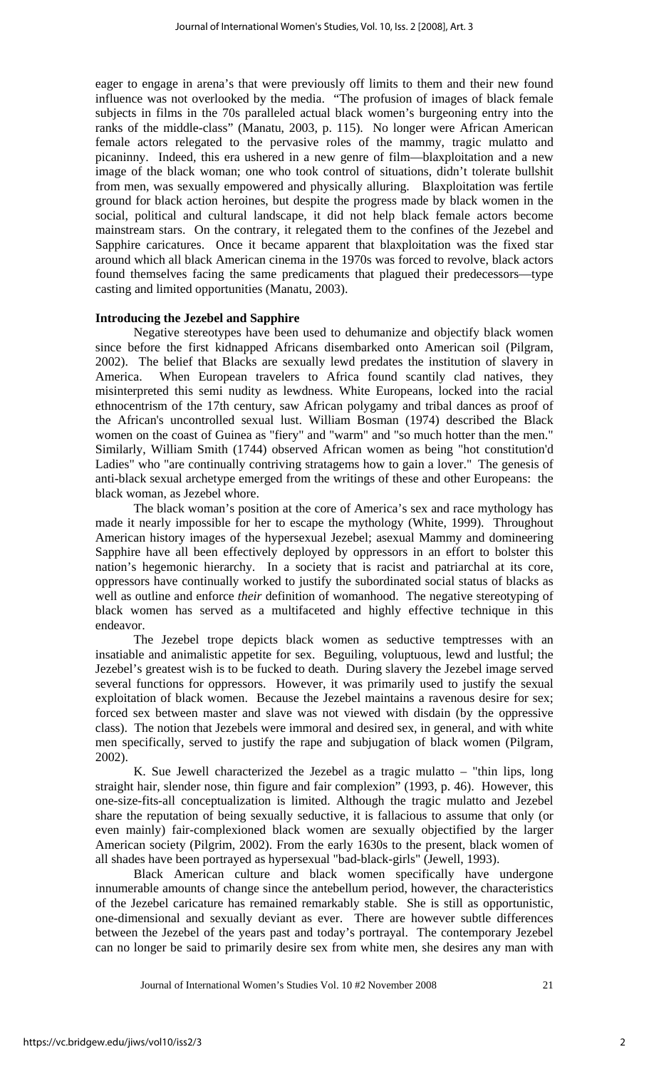eager to engage in arena's that were previously off limits to them and their new found influence was not overlooked by the media. "The profusion of images of black female subjects in films in the 70s paralleled actual black women's burgeoning entry into the ranks of the middle-class" (Manatu, 2003, p. 115). No longer were African American female actors relegated to the pervasive roles of the mammy, tragic mulatto and picaninny. Indeed, this era ushered in a new genre of film—blaxploitation and a new image of the black woman; one who took control of situations, didn't tolerate bullshit from men, was sexually empowered and physically alluring. Blaxploitation was fertile ground for black action heroines, but despite the progress made by black women in the social, political and cultural landscape, it did not help black female actors become mainstream stars. On the contrary, it relegated them to the confines of the Jezebel and Sapphire caricatures. Once it became apparent that blaxploitation was the fixed star around which all black American cinema in the 1970s was forced to revolve, black actors found themselves facing the same predicaments that plagued their predecessors—type casting and limited opportunities (Manatu, 2003).

**Introducing the Jezebel and Sapphire**

Negative stereotypes have been used to dehumanize and objectify black women since before the first kidnapped Africans disembarked onto American soil (Pilgram, 2002). The belief that Blacks are sexually lewd predates the institution of slavery in America. When European travelers to Africa found scantily clad natives, they misinterpreted this semi nudity as lewdness. White Europeans, locked into the racial ethnocentrism of the 17th century, saw African polygamy and tribal dances as proof of the African's uncontrolled sexual lust. William Bosman (1974) described the Black women on the coast of Guinea as "fiery" and "warm" and "so much hotter than the men." Similarly, William Smith (1744) observed African women as being "hot constitution'd Ladies" who "are continually contriving stratagems how to gain a lover." The genesis of anti-black sexual archetype emerged from the writings of these and other Europeans: the black woman, as Jezebel whore.

The black woman's position at the core of America's sex and race mythology has made it nearly impossible for her to escape the mythology (White, 1999). Throughout American history images of the hypersexual Jezebel; asexual Mammy and domineering Sapphire have all been effectively deployed by oppressors in an effort to bolster this nation's hegemonic hierarchy. In a society that is racist and patriarchal at its core, oppressors have continually worked to justify the subordinated social status of blacks as well as outline and enforce *their* definition of womanhood. The negative stereotyping of black women has served as a multifaceted and highly effective technique in this endeavor.

The Jezebel trope depicts black women as seductive temptresses with an insatiable and animalistic appetite for sex. Beguiling, voluptuous, lewd and lustful; the Jezebel's greatest wish is to be fucked to death. During slavery the Jezebel image served several functions for oppressors. However, it was primarily used to justify the sexual exploitation of black women. Because the Jezebel maintains a ravenous desire for sex; forced sex between master and slave was not viewed with disdain (by the oppressive class). The notion that Jezebels were immoral and desired sex, in general, and with white men specifically, served to justify the rape and subjugation of black women (Pilgram, 2002).

K. Sue Jewell characterized the Jezebel as a tragic mulatto – "thin lips, long straight hair, slender nose, thin figure and fair complexion" (1993, p. 46). However, this one-size-fits-all conceptualization is limited. Although the tragic mulatto and Jezebel share the reputation of being sexually seductive, it is fallacious to assume that only (or even mainly) fair-complexioned black women are sexually objectified by the larger American society (Pilgrim, 2002). From the early 1630s to the present, black women of all shades have been portrayed as hypersexual "bad-black-girls" (Jewell, 1993).

Black American culture and black women specifically have undergone innumerable amounts of change since the antebellum period, however, the characteristics of the Jezebel caricature has remained remarkably stable. She is still as opportunistic, one-dimensional and sexually deviant as ever. There are however subtle differences between the Jezebel of the years past and today's portrayal. The contemporary Jezebel can no longer be said to primarily desire sex from white men, she desires any man with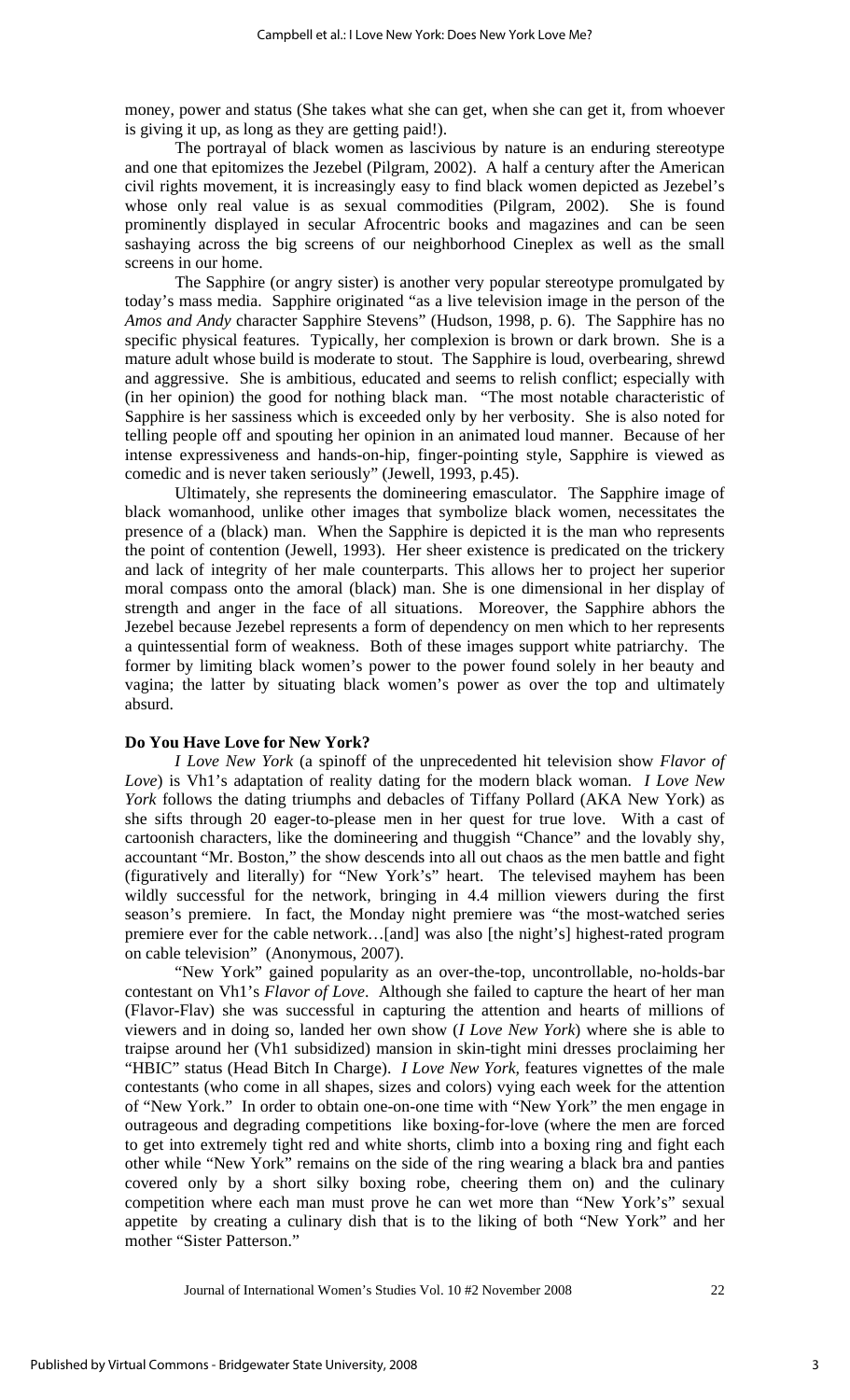money, power and status (She takes what she can get, when she can get it, from whoever is giving it up, as long as they are getting paid!).

The portrayal of black women as lascivious by nature is an enduring stereotype and one that epitomizes the Jezebel (Pilgram, 2002). A half a century after the American civil rights movement, it is increasingly easy to find black women depicted as Jezebel's whose only real value is as sexual commodities (Pilgram, 2002). She is found prominently displayed in secular Afrocentric books and magazines and can be seen sashaying across the big screens of our neighborhood Cineplex as well as the small screens in our home.

The Sapphire (or angry sister) is another very popular stereotype promulgated by today's mass media. Sapphire originated "as a live television image in the person of the *Amos and Andy* character Sapphire Stevens" (Hudson, 1998, p. 6). The Sapphire has no specific physical features. Typically, her complexion is brown or dark brown. She is a mature adult whose build is moderate to stout. The Sapphire is loud, overbearing, shrewd and aggressive. She is ambitious, educated and seems to relish conflict; especially with (in her opinion) the good for nothing black man. "The most notable characteristic of Sapphire is her sassiness which is exceeded only by her verbosity. She is also noted for telling people off and spouting her opinion in an animated loud manner. Because of her intense expressiveness and hands-on-hip, finger-pointing style, Sapphire is viewed as comedic and is never taken seriously" (Jewell, 1993, p.45).

Ultimately, she represents the domineering emasculator. The Sapphire image of black womanhood, unlike other images that symbolize black women, necessitates the presence of a (black) man. When the Sapphire is depicted it is the man who represents the point of contention (Jewell, 1993). Her sheer existence is predicated on the trickery and lack of integrity of her male counterparts. This allows her to project her superior moral compass onto the amoral (black) man. She is one dimensional in her display of strength and anger in the face of all situations. Moreover, the Sapphire abhors the Jezebel because Jezebel represents a form of dependency on men which to her represents a quintessential form of weakness. Both of these images support white patriarchy. The former by limiting black women's power to the power found solely in her beauty and vagina; the latter by situating black women's power as over the top and ultimately absurd.

**Do You Have Love for New York?**

*I Love New York* (a spinoff of the unprecedented hit television show *Flavor of Love*) is Vh1's adaptation of reality dating for the modern black woman. *I Love New York* follows the dating triumphs and debacles of Tiffany Pollard (AKA New York) as she sifts through 20 eager-to-please men in her quest for true love. With a cast of cartoonish characters, like the domineering and thuggish "Chance" and the lovably shy, accountant "Mr. Boston," the show descends into all out chaos as the men battle and fight (figuratively and literally) for "New York's" heart. The televised mayhem has been wildly successful for the network, bringing in 4.4 million viewers during the first season's premiere. In fact, the Monday night premiere was "the most-watched series premiere ever for the cable network…[and] was also [the night's] highest-rated program on cable television" (Anonymous, 2007).

"New York" gained popularity as an over-the-top, uncontrollable, no-holds-bar contestant on Vh1's *Flavor of Love*. Although she failed to capture the heart of her man (Flavor-Flav) she was successful in capturing the attention and hearts of millions of viewers and in doing so, landed her own show (*I Love New York*) where she is able to traipse around her (Vh1 subsidized) mansion in skin-tight mini dresses proclaiming her "HBIC" status (Head Bitch In Charge). *I Love New York,* features vignettes of the male contestants (who come in all shapes, sizes and colors) vying each week for the attention of "New York." In order to obtain one-on-one time with "New York" the men engage in outrageous and degrading competitions like boxing-for-love (where the men are forced to get into extremely tight red and white shorts, climb into a boxing ring and fight each other while "New York" remains on the side of the ring wearing a black bra and panties covered only by a short silky boxing robe, cheering them on) and the culinary competition where each man must prove he can wet more than "New York's" sexual appetite by creating a culinary dish that is to the liking of both "New York" and her mother "Sister Patterson."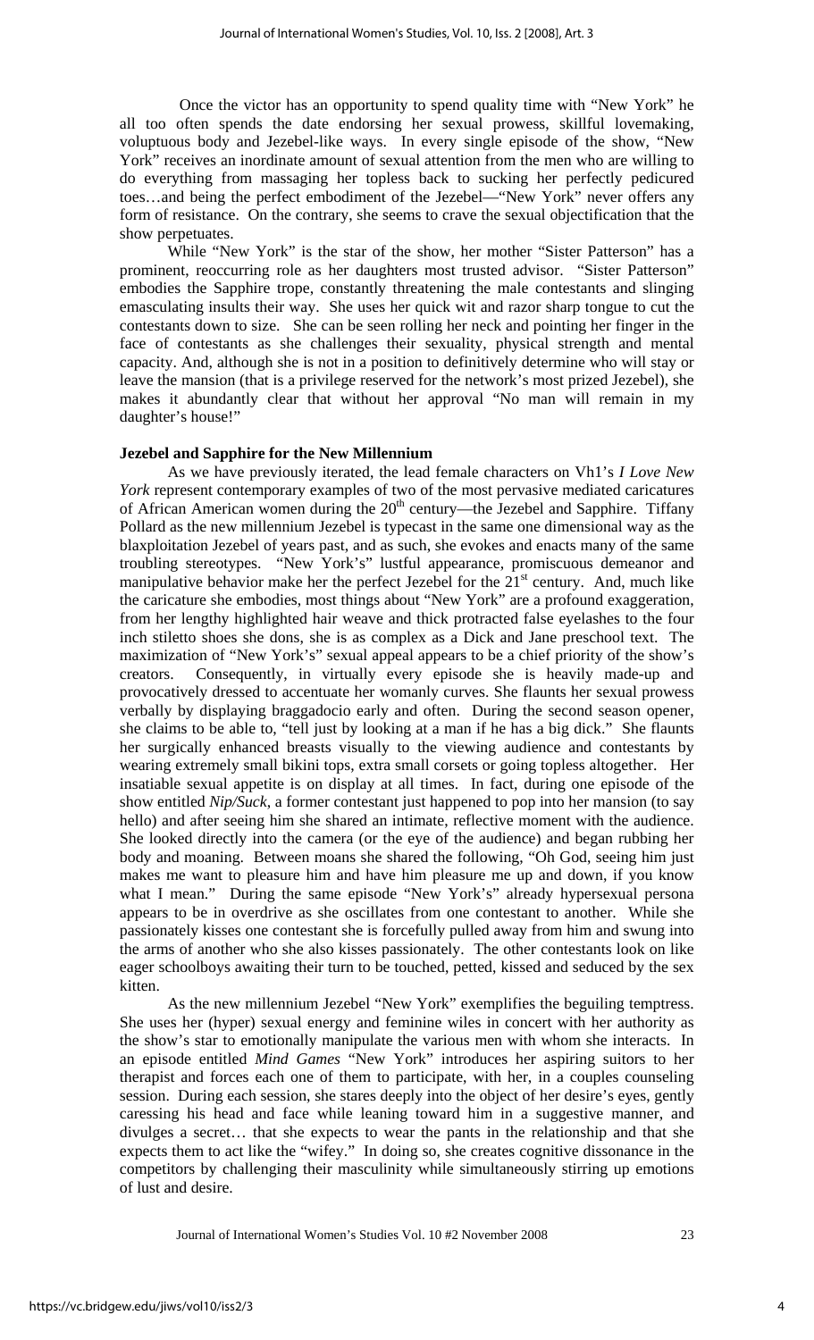Once the victor has an opportunity to spend quality time with "New York" he all too often spends the date endorsing her sexual prowess, skillful lovemaking, voluptuous body and Jezebel-like ways. In every single episode of the show, "New York" receives an inordinate amount of sexual attention from the men who are willing to do everything from massaging her topless back to sucking her perfectly pedicured toes…and being the perfect embodiment of the Jezebel—"New York" never offers any form of resistance. On the contrary, she seems to crave the sexual objectification that the show perpetuates.

While "New York" is the star of the show, her mother "Sister Patterson" has a prominent, reoccurring role as her daughters most trusted advisor. "Sister Patterson" embodies the Sapphire trope, constantly threatening the male contestants and slinging emasculating insults their way. She uses her quick wit and razor sharp tongue to cut the contestants down to size. She can be seen rolling her neck and pointing her finger in the face of contestants as she challenges their sexuality, physical strength and mental capacity. And, although she is not in a position to definitively determine who will stay or leave the mansion (that is a privilege reserved for the network's most prized Jezebel), she makes it abundantly clear that without her approval "No man will remain in my daughter's house!"

**Jezebel and Sapphire for the New Millennium**

As we have previously iterated, the lead female characters on Vh1's *I Love New York* represent contemporary examples of two of the most pervasive mediated caricatures of African American women during the 20th century—the Jezebel and Sapphire. Tiffany Pollard as the new millennium Jezebel is typecast in the same one dimensional way as the blaxploitation Jezebel of years past, and as such, she evokes and enacts many of the same troubling stereotypes. "New York's" lustful appearance, promiscuous demeanor and manipulative behavior make her the perfect Jezebel for the 21st century. And, much like the caricature she embodies, most things about "New York" are a profound exaggeration, from her lengthy highlighted hair weave and thick protracted false eyelashes to the four inch stiletto shoes she dons, she is as complex as a Dick and Jane preschool text. The maximization of "New York's" sexual appeal appears to be a chief priority of the show's creators. Consequently, in virtually every episode she is heavily made-up and provocatively dressed to accentuate her womanly curves. She flaunts her sexual prowess verbally by displaying braggadocio early and often. During the second season opener, she claims to be able to, "tell just by looking at a man if he has a big dick." She flaunts her surgically enhanced breasts visually to the viewing audience and contestants by wearing extremely small bikini tops, extra small corsets or going topless altogether. Her insatiable sexual appetite is on display at all times. In fact, during one episode of the show entitled *Nip/Suck*, a former contestant just happened to pop into her mansion (to say hello) and after seeing him she shared an intimate, reflective moment with the audience. She looked directly into the camera (or the eye of the audience) and began rubbing her body and moaning. Between moans she shared the following, "Oh God, seeing him just makes me want to pleasure him and have him pleasure me up and down, if you know what I mean." During the same episode "New York's" already hypersexual persona appears to be in overdrive as she oscillates from one contestant to another. While she passionately kisses one contestant she is forcefully pulled away from him and swung into the arms of another who she also kisses passionately. The other contestants look on like eager schoolboys awaiting their turn to be touched, petted, kissed and seduced by the sex kitten.

As the new millennium Jezebel "New York" exemplifies the beguiling temptress. She uses her (hyper) sexual energy and feminine wiles in concert with her authority as the show's star to emotionally manipulate the various men with whom she interacts. In an episode entitled *Mind Games* "New York" introduces her aspiring suitors to her therapist and forces each one of them to participate, with her, in a couples counseling session. During each session, she stares deeply into the object of her desire's eyes, gently caressing his head and face while leaning toward him in a suggestive manner, and divulges a secret… that she expects to wear the pants in the relationship and that she expects them to act like the "wifey." In doing so, she creates cognitive dissonance in the competitors by challenging their masculinity while simultaneously stirring up emotions of lust and desire.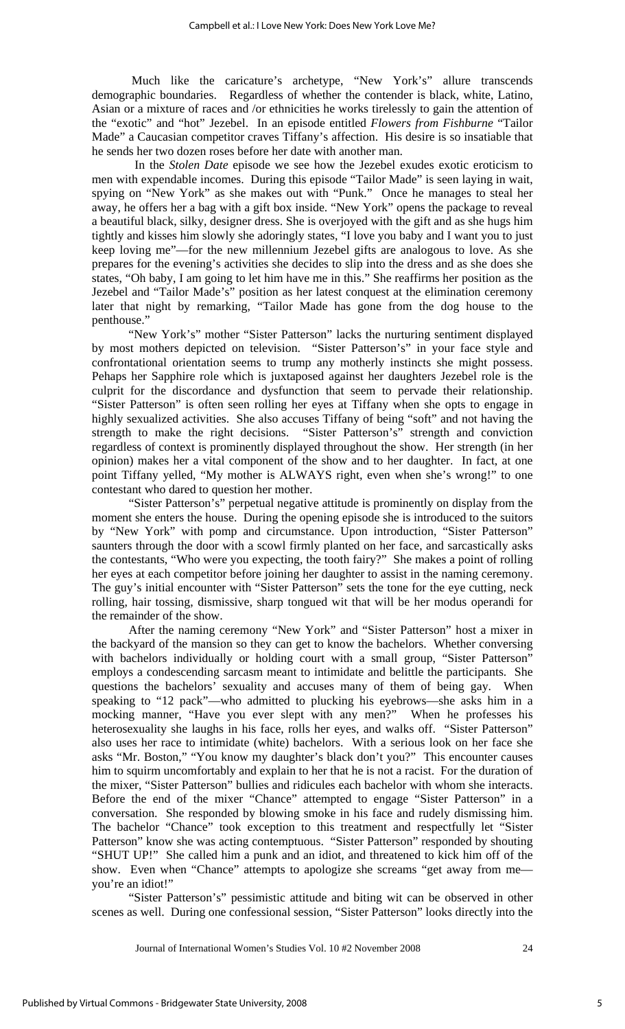Much like the caricature's archetype, "New York's" allure transcends demographic boundaries. Regardless of whether the contender is black, white, Latino, Asian or a mixture of races and /or ethnicities he works tirelessly to gain the attention of the "exotic" and "hot" Jezebel. In an episode entitled *Flowers from Fishburne* "Tailor Made" a Caucasian competitor craves Tiffany's affection. His desire is so insatiable that he sends her two dozen roses before her date with another man.

In the *Stolen Date* episode we see how the Jezebel exudes exotic eroticism to men with expendable incomes. During this episode "Tailor Made" is seen laying in wait, spying on "New York" as she makes out with "Punk." Once he manages to steal her away, he offers her a bag with a gift box inside. "New York" opens the package to reveal a beautiful black, silky, designer dress. She is overjoyed with the gift and as she hugs him tightly and kisses him slowly she adoringly states, "I love you baby and I want you to just keep loving me"—for the new millennium Jezebel gifts are analogous to love. As she prepares for the evening's activities she decides to slip into the dress and as she does she states, "Oh baby, I am going to let him have me in this." She reaffirms her position as the Jezebel and "Tailor Made's" position as her latest conquest at the elimination ceremony later that night by remarking, "Tailor Made has gone from the dog house to the penthouse."

"New York's" mother "Sister Patterson" lacks the nurturing sentiment displayed by most mothers depicted on television. "Sister Patterson's" in your face style and confrontational orientation seems to trump any motherly instincts she might possess. Pehaps her Sapphire role which is juxtaposed against her daughters Jezebel role is the culprit for the discordance and dysfunction that seem to pervade their relationship. "Sister Patterson" is often seen rolling her eyes at Tiffany when she opts to engage in highly sexualized activities. She also accuses Tiffany of being "soft" and not having the strength to make the right decisions. "Sister Patterson's" strength and conviction regardless of context is prominently displayed throughout the show. Her strength (in her opinion) makes her a vital component of the show and to her daughter. In fact, at one point Tiffany yelled, "My mother is ALWAYS right, even when she's wrong!" to one contestant who dared to question her mother.

"Sister Patterson's" perpetual negative attitude is prominently on display from the moment she enters the house. During the opening episode she is introduced to the suitors by "New York" with pomp and circumstance. Upon introduction, "Sister Patterson" saunters through the door with a scowl firmly planted on her face, and sarcastically asks the contestants, "Who were you expecting, the tooth fairy?" She makes a point of rolling her eyes at each competitor before joining her daughter to assist in the naming ceremony. The guy's initial encounter with "Sister Patterson" sets the tone for the eye cutting, neck rolling, hair tossing, dismissive, sharp tongued wit that will be her modus operandi for the remainder of the show.

After the naming ceremony "New York" and "Sister Patterson" host a mixer in the backyard of the mansion so they can get to know the bachelors. Whether conversing with bachelors individually or holding court with a small group, "Sister Patterson" employs a condescending sarcasm meant to intimidate and belittle the participants. She questions the bachelors' sexuality and accuses many of them of being gay. When speaking to "12 pack"—who admitted to plucking his eyebrows—she asks him in a mocking manner, "Have you ever slept with any men?" When he professes his heterosexuality she laughs in his face, rolls her eyes, and walks off. "Sister Patterson" also uses her race to intimidate (white) bachelors. With a serious look on her face she asks "Mr. Boston," "You know my daughter's black don't you?" This encounter causes him to squirm uncomfortably and explain to her that he is not a racist. For the duration of the mixer, "Sister Patterson" bullies and ridicules each bachelor with whom she interacts. Before the end of the mixer "Chance" attempted to engage "Sister Patterson" in a conversation. She responded by blowing smoke in his face and rudely dismissing him. The bachelor "Chance" took exception to this treatment and respectfully let "Sister Patterson" know she was acting contemptuous. "Sister Patterson" responded by shouting "SHUT UP!" She called him a punk and an idiot, and threatened to kick him off of the show. Even when "Chance" attempts to apologize she screams "get away from me—you're an idiot!"

"Sister Patterson's" pessimistic attitude and biting wit can be observed in other scenes as well. During one confessional session, "Sister Patterson" looks directly into the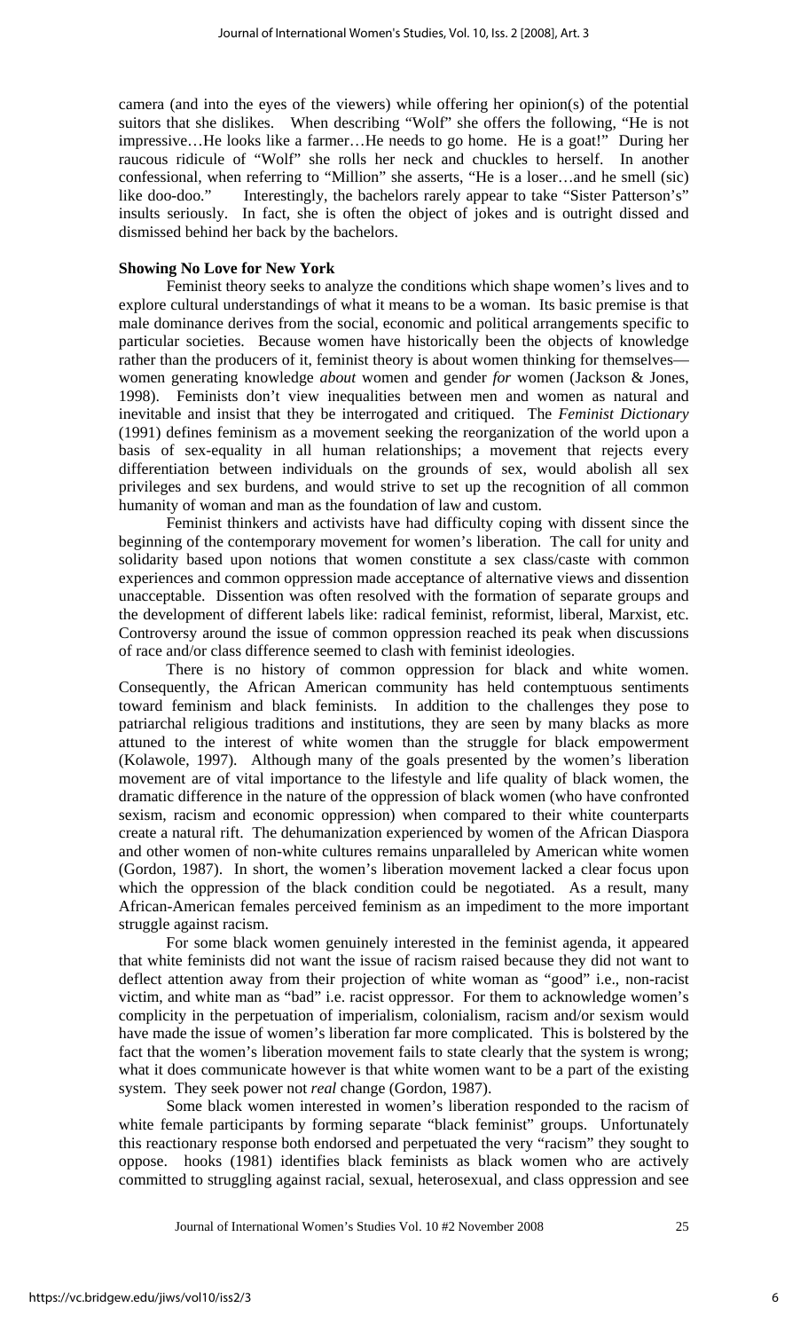camera (and into the eyes of the viewers) while offering her opinion(s) of the potential suitors that she dislikes. When describing "Wolf" she offers the following, "He is not impressive…He looks like a farmer…He needs to go home. He is a goat!" During her raucous ridicule of "Wolf" she rolls her neck and chuckles to herself. In another confessional, when referring to "Million" she asserts, "He is a loser…and he smell (sic) like doo-doo." Interestingly, the bachelors rarely appear to take "Sister Patterson's" insults seriously. In fact, she is often the object of jokes and is outright dissed and dismissed behind her back by the bachelors.

**Showing No Love for New York**

Feminist theory seeks to analyze the conditions which shape women's lives and to explore cultural understandings of what it means to be a woman. Its basic premise is that male dominance derives from the social, economic and political arrangements specific to particular societies. Because women have historically been the objects of knowledge rather than the producers of it, feminist theory is about women thinking for themselves—women generating knowledge *about* women and gender *for* women (Jackson & Jones, 1998). Feminists don't view inequalities between men and women as natural and inevitable and insist that they be interrogated and critiqued. The *Feminist Dictionary* (1991) defines feminism as a movement seeking the reorganization of the world upon a basis of sex-equality in all human relationships; a movement that rejects every differentiation between individuals on the grounds of sex, would abolish all sex privileges and sex burdens, and would strive to set up the recognition of all common humanity of woman and man as the foundation of law and custom.

Feminist thinkers and activists have had difficulty coping with dissent since the beginning of the contemporary movement for women's liberation. The call for unity and solidarity based upon notions that women constitute a sex class/caste with common experiences and common oppression made acceptance of alternative views and dissention unacceptable. Dissention was often resolved with the formation of separate groups and the development of different labels like: radical feminist, reformist, liberal, Marxist, etc. Controversy around the issue of common oppression reached its peak when discussions of race and/or class difference seemed to clash with feminist ideologies.

There is no history of common oppression for black and white women. Consequently, the African American community has held contemptuous sentiments toward feminism and black feminists. In addition to the challenges they pose to patriarchal religious traditions and institutions, they are seen by many blacks as more attuned to the interest of white women than the struggle for black empowerment (Kolawole, 1997). Although many of the goals presented by the women's liberation movement are of vital importance to the lifestyle and life quality of black women, the dramatic difference in the nature of the oppression of black women (who have confronted sexism, racism and economic oppression) when compared to their white counterparts create a natural rift. The dehumanization experienced by women of the African Diaspora and other women of non-white cultures remains unparalleled by American white women (Gordon, 1987). In short, the women's liberation movement lacked a clear focus upon which the oppression of the black condition could be negotiated. As a result, many African-American females perceived feminism as an impediment to the more important struggle against racism.

For some black women genuinely interested in the feminist agenda, it appeared that white feminists did not want the issue of racism raised because they did not want to deflect attention away from their projection of white woman as "good" i.e., non-racist victim, and white man as "bad" i.e. racist oppressor. For them to acknowledge women's complicity in the perpetuation of imperialism, colonialism, racism and/or sexism would have made the issue of women's liberation far more complicated. This is bolstered by the fact that the women's liberation movement fails to state clearly that the system is wrong; what it does communicate however is that white women want to be a part of the existing system. They seek power not *real* change (Gordon, 1987).

Some black women interested in women's liberation responded to the racism of white female participants by forming separate "black feminist" groups. Unfortunately this reactionary response both endorsed and perpetuated the very "racism" they sought to oppose. hooks (1981) identifies black feminists as black women who are actively committed to struggling against racial, sexual, heterosexual, and class oppression and see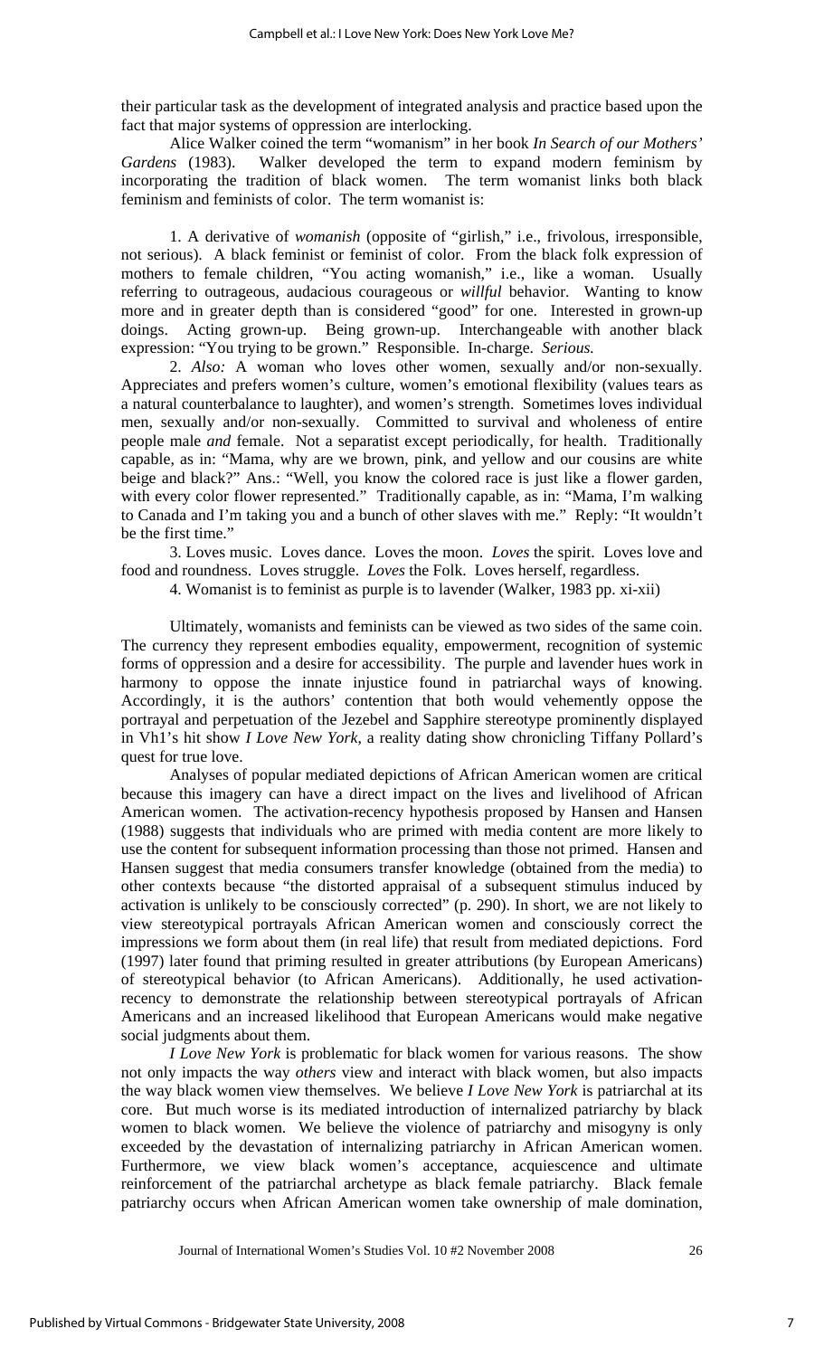their particular task as the development of integrated analysis and practice based upon the fact that major systems of oppression are interlocking.

Alice Walker coined the term "womanism" in her book *In Search of our Mothers' Gardens* (1983). Walker developed the term to expand modern feminism by incorporating the tradition of black women. The term womanist links both black feminism and feminists of color. The term womanist is:

> 1. A derivative of *womanish* (opposite of "girlish," i.e., frivolous, irresponsible, not serious). A black feminist or feminist of color. From the black folk expression of mothers to female children, "You acting womanish," i.e., like a woman. Usually referring to outrageous, audacious courageous or *willful* behavior. Wanting to know more and in greater depth than is considered "good" for one. Interested in grown-up doings. Acting grown-up. Being grown-up. Interchangeable with another black expression: "You trying to be grown." Responsible. In-charge. *Serious.*
>
> 2. *Also:* A woman who loves other women, sexually and/or non-sexually. Appreciates and prefers women's culture, women's emotional flexibility (values tears as a natural counterbalance to laughter), and women's strength. Sometimes loves individual men, sexually and/or non-sexually. Committed to survival and wholeness of entire people male *and* female. Not a separatist except periodically, for health. Traditionally capable, as in: "Mama, why are we brown, pink, and yellow and our cousins are white beige and black?" Ans.: "Well, you know the colored race is just like a flower garden, with every color flower represented." Traditionally capable, as in: "Mama, I'm walking to Canada and I'm taking you and a bunch of other slaves with me." Reply: "It wouldn't be the first time."
>
> 3. Loves music. Loves dance. Loves the moon. *Loves* the spirit. Loves love and food and roundness. Loves struggle. *Loves* the Folk. Loves herself, regardless.
>
> 4. Womanist is to feminist as purple is to lavender (Walker, 1983 pp. xi-xii)

Ultimately, womanists and feminists can be viewed as two sides of the same coin. The currency they represent embodies equality, empowerment, recognition of systemic forms of oppression and a desire for accessibility. The purple and lavender hues work in harmony to oppose the innate injustice found in patriarchal ways of knowing. Accordingly, it is the authors' contention that both would vehemently oppose the portrayal and perpetuation of the Jezebel and Sapphire stereotype prominently displayed in Vh1's hit show *I Love New York*, a reality dating show chronicling Tiffany Pollard's quest for true love.

Analyses of popular mediated depictions of African American women are critical because this imagery can have a direct impact on the lives and livelihood of African American women. The activation-recency hypothesis proposed by Hansen and Hansen (1988) suggests that individuals who are primed with media content are more likely to use the content for subsequent information processing than those not primed. Hansen and Hansen suggest that media consumers transfer knowledge (obtained from the media) to other contexts because "the distorted appraisal of a subsequent stimulus induced by activation is unlikely to be consciously corrected" (p. 290). In short, we are not likely to view stereotypical portrayals African American women and consciously correct the impressions we form about them (in real life) that result from mediated depictions. Ford (1997) later found that priming resulted in greater attributions (by European Americans) of stereotypical behavior (to African Americans). Additionally, he used activation-recency to demonstrate the relationship between stereotypical portrayals of African Americans and an increased likelihood that European Americans would make negative social judgments about them.

*I Love New York* is problematic for black women for various reasons. The show not only impacts the way *others* view and interact with black women, but also impacts the way black women view themselves. We believe *I Love New York* is patriarchal at its core. But much worse is its mediated introduction of internalized patriarchy by black women to black women. We believe the violence of patriarchy and misogyny is only exceeded by the devastation of internalizing patriarchy in African American women. Furthermore, we view black women's acceptance, acquiescence and ultimate reinforcement of the patriarchal archetype as black female patriarchy. Black female patriarchy occurs when African American women take ownership of male domination,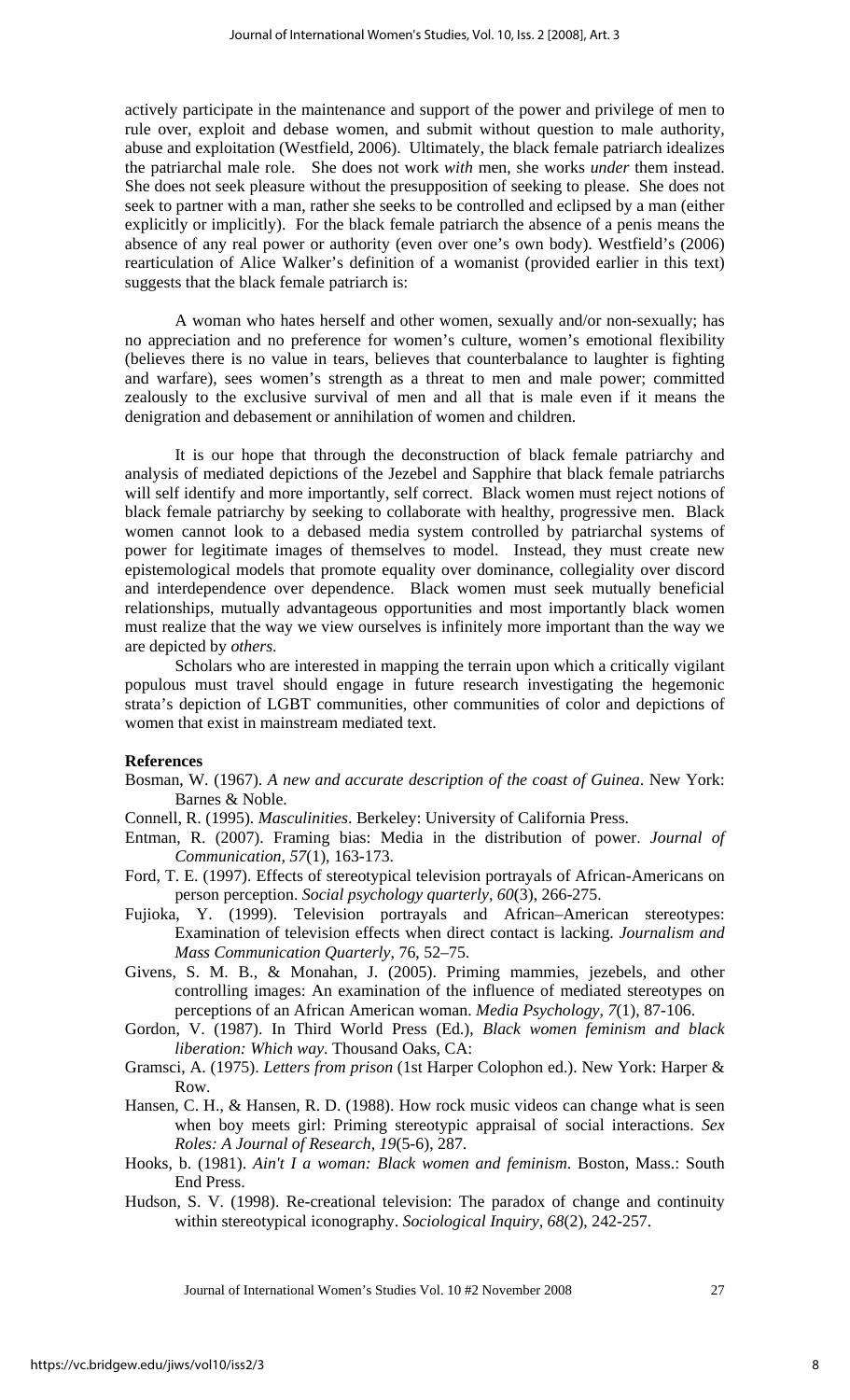actively participate in the maintenance and support of the power and privilege of men to rule over, exploit and debase women, and submit without question to male authority, abuse and exploitation (Westfield, 2006). Ultimately, the black female patriarch idealizes the patriarchal male role. She does not work *with* men, she works *under* them instead. She does not seek pleasure without the presupposition of seeking to please. She does not seek to partner with a man, rather she seeks to be controlled and eclipsed by a man (either explicitly or implicitly). For the black female patriarch the absence of a penis means the absence of any real power or authority (even over one's own body). Westfield's (2006) rearticulation of Alice Walker's definition of a womanist (provided earlier in this text) suggests that the black female patriarch is:

> A woman who hates herself and other women, sexually and/or non-sexually; has no appreciation and no preference for women's culture, women's emotional flexibility (believes there is no value in tears, believes that counterbalance to laughter is fighting and warfare), sees women's strength as a threat to men and male power; committed zealously to the exclusive survival of men and all that is male even if it means the denigration and debasement or annihilation of women and children.

It is our hope that through the deconstruction of black female patriarchy and analysis of mediated depictions of the Jezebel and Sapphire that black female patriarchs will self identify and more importantly, self correct. Black women must reject notions of black female patriarchy by seeking to collaborate with healthy, progressive men. Black women cannot look to a debased media system controlled by patriarchal systems of power for legitimate images of themselves to model. Instead, they must create new epistemological models that promote equality over dominance, collegiality over discord and interdependence over dependence. Black women must seek mutually beneficial relationships, mutually advantageous opportunities and most importantly black women must realize that the way we view ourselves is infinitely more important than the way we are depicted by *others*.

Scholars who are interested in mapping the terrain upon which a critically vigilant populous must travel should engage in future research investigating the hegemonic strata's depiction of LGBT communities, other communities of color and depictions of women that exist in mainstream mediated text.

**References**

Bosman, W. (1967). *A new and accurate description of the coast of Guinea*. New York: Barnes & Noble.

Connell, R. (1995). *Masculinities*. Berkeley: University of California Press.

Entman, R. (2007). Framing bias: Media in the distribution of power. *Journal of Communication, 57*(1), 163-173.

Ford, T. E. (1997). Effects of stereotypical television portrayals of African-Americans on person perception. *Social psychology quarterly, 60*(3), 266-275.

Fujioka, Y. (1999). Television portrayals and African–American stereotypes: Examination of television effects when direct contact is lacking. *Journalism and Mass Communication Quarterly*, 76, 52–75.

Givens, S. M. B., & Monahan, J. (2005). Priming mammies, jezebels, and other controlling images: An examination of the influence of mediated stereotypes on perceptions of an African American woman. *Media Psychology, 7*(1), 87-106.

Gordon, V. (1987). In Third World Press (Ed.), *Black women feminism and black liberation: Which way*. Thousand Oaks, CA:

Gramsci, A. (1975). *Letters from prison* (1st Harper Colophon ed.). New York: Harper & Row.

Hansen, C. H., & Hansen, R. D. (1988). How rock music videos can change what is seen when boy meets girl: Priming stereotypic appraisal of social interactions. *Sex Roles: A Journal of Research, 19*(5-6), 287.

Hooks, b. (1981). *Ain't I a woman: Black women and feminism*. Boston, Mass.: South End Press.

Hudson, S. V. (1998). Re-creational television: The paradox of change and continuity within stereotypical iconography. *Sociological Inquiry, 68*(2), 242-257.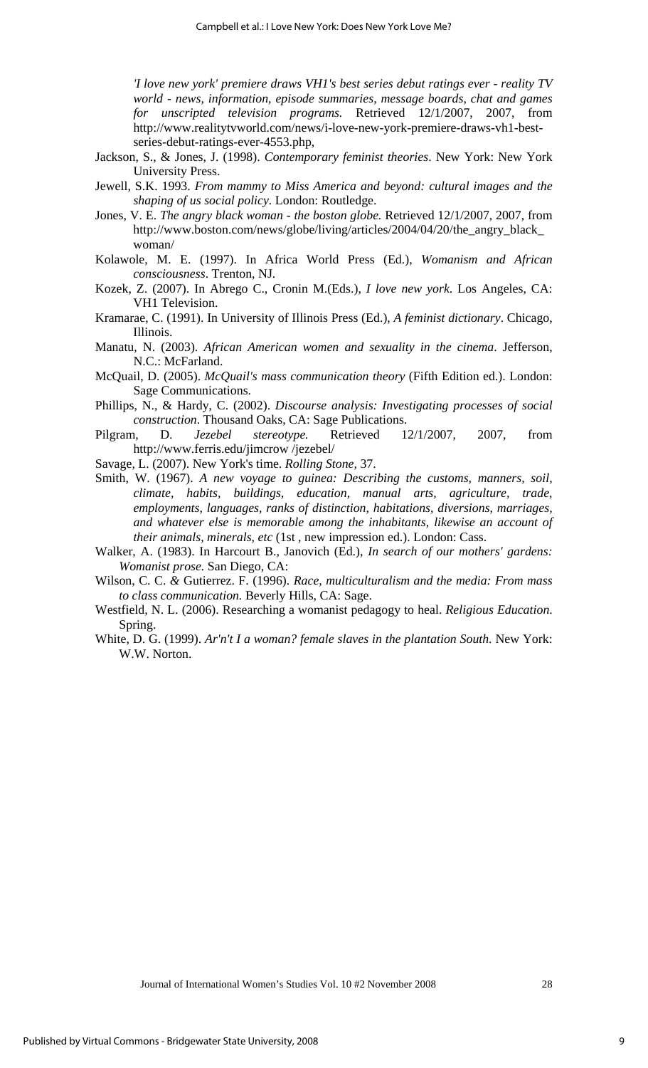*'I love new york' premiere draws VH1's best series debut ratings ever - reality TV world - news, information, episode summaries, message boards, chat and games for unscripted television programs.* Retrieved 12/1/2007, 2007, from http://www.realitytvworld.com/news/i-love-new-york-premiere-draws-vh1-best-series-debut-ratings-ever-4553.php,

Jackson, S., & Jones, J. (1998). *Contemporary feminist theories*. New York: New York University Press.

Jewell, S.K. 1993. *From mammy to Miss America and beyond: cultural images and the shaping of us social policy*. London: Routledge.

Jones, V. E. *The angry black woman - the boston globe.* Retrieved 12/1/2007, 2007, from http://www.boston.com/news/globe/living/articles/2004/04/20/the_angry_black_woman/

Kolawole, M. E. (1997). In Africa World Press (Ed.), *Womanism and African consciousness*. Trenton, NJ.

Kozek, Z. (2007). In Abrego C., Cronin M.(Eds.), *I love new york*. Los Angeles, CA: VH1 Television.

Kramarae, C. (1991). In University of Illinois Press (Ed.), *A feminist dictionary*. Chicago, Illinois.

Manatu, N. (2003). *African American women and sexuality in the cinema*. Jefferson, N.C.: McFarland.

McQuail, D. (2005). *McQuail's mass communication theory* (Fifth Edition ed.). London: Sage Communications.

Phillips, N., & Hardy, C. (2002). *Discourse analysis: Investigating processes of social construction*. Thousand Oaks, CA: Sage Publications.

Pilgram, D. *Jezebel stereotype.* Retrieved 12/1/2007, 2007, from http://www.ferris.edu/jimcrow /jezebel/

Savage, L. (2007). New York's time. *Rolling Stone,* 37.

Smith, W. (1967). *A new voyage to guinea: Describing the customs, manners, soil, climate, habits, buildings, education, manual arts, agriculture, trade, employments, languages, ranks of distinction, habitations, diversions, marriages, and whatever else is memorable among the inhabitants, likewise an account of their animals, minerals, etc* (1st , new impression ed.). London: Cass.

Walker, A. (1983). In Harcourt B., Janovich (Ed.), *In search of our mothers' gardens: Womanist prose.* San Diego, CA:

Wilson, C. C. & Gutierrez. F. (1996). *Race, multiculturalism and the media: From mass to class communication.* Beverly Hills, CA: Sage.

Westfield, N. L. (2006). Researching a womanist pedagogy to heal. *Religious Education*. Spring.

White, D. G. (1999). *Ar'n't I a woman? female slaves in the plantation South*. New York: W.W. Norton.